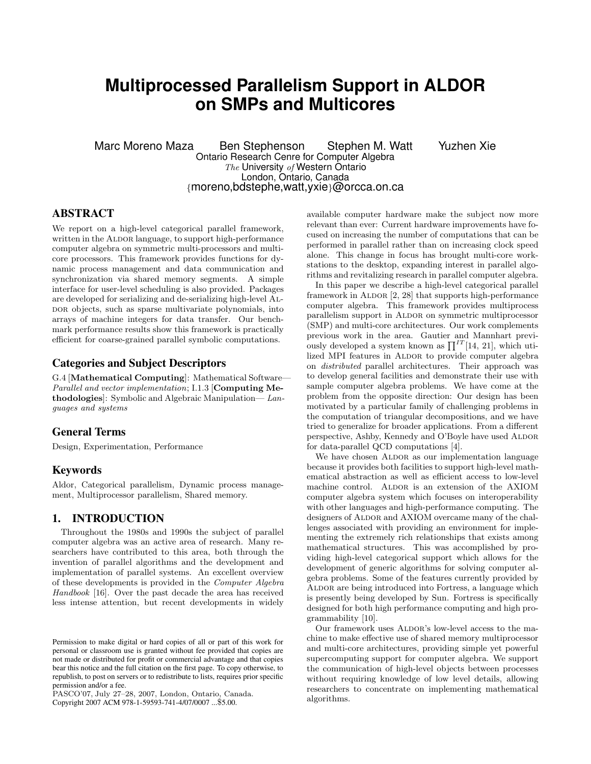# Multiprocessed Parallelism Support in ALDOR on SMPs and Multicores

Marc Moreno Maza Ben Stephenson Stephen M. Watt Yuzhen Xie

Ontario Research Centre for Computer Algebra
*The* University *of* Western Ontario
London, Ontario, Canada
{moreno,bdstephe,watt,yxie}@orcca.on.ca

## ABSTRACT

We report on a high-level categorical parallel framework, written in the Aldor language, to support high-performance computer algebra on symmetric multi-processors and multicore processors. This framework provides functions for dynamic process management and data communication and synchronization via shared memory segments. A simple interface for user-level scheduling is also provided. Packages are developed for serializing and de-serializing high-level Aldor objects, such as sparse multivariate polynomials, into arrays of machine integers for data transfer. Our benchmark performance results show this framework is practically efficient for coarse-grained parallel symbolic computations.

## Categories and Subject Descriptors

G.4 [**Mathematical Computing**]: Mathematical Software—*Parallel and vector implementation*; I.1.3 [**Computing Methodologies**]: Symbolic and Algebraic Manipulation— *Languages and systems*

## General Terms

Design, Experimentation, Performance

## Keywords

Aldor, Categorical parallelism, Dynamic process management, Multiprocessor parallelism, Shared memory.

## 1. INTRODUCTION

Throughout the 1980s and 1990s the subject of parallel computer algebra was an active area of research. Many researchers have contributed to this area, both through the invention of parallel algorithms and the development and implementation of parallel systems. An excellent overview of these developments is provided in the *Computer Algebra Handbook* [16]. Over the past decade the area has received less intense attention, but recent developments in widely available computer hardware make the subject now more relevant than ever: Current hardware improvements have focused on increasing the number of computations that can be performed in parallel rather than on increasing clock speed alone. This change in focus has brought multi-core workstations to the desktop, expanding interest in parallel algorithms and revitalizing research in parallel computer algebra.

In this paper we describe a high-level categorical parallel framework in Aldor [2, 28] that supports high-performance computer algebra. This framework provides multiprocess parallelism support in Aldor on symmetric multiprocessor (SMP) and multi-core architectures. Our work complements previous work in the area. Gautier and Mannhart previously developed a system known as $\prod^{IT}$ [14, 21], which utilized MPI features in Aldor to provide computer algebra on *distributed* parallel architectures. Their approach was to develop general facilities and demonstrate their use with sample computer algebra problems. We have come at the problem from the opposite direction: Our design has been motivated by a particular family of challenging problems in the computation of triangular decompositions, and we have tried to generalize for broader applications. From a different perspective, Ashby, Kennedy and O'Boyle have used Aldor for data-parallel QCD computations [4].

We have chosen Aldor as our implementation language because it provides both facilities to support high-level mathematical abstraction as well as efficient access to low-level machine control. Aldor is an extension of the AXIOM computer algebra system which focuses on interoperability with other languages and high-performance computing. The designers of Aldor and AXIOM overcame many of the challenges associated with providing an environment for implementing the extremely rich relationships that exists among mathematical structures. This was accomplished by providing high-level categorical support which allows for the development of generic algorithms for solving computer algebra problems. Some of the features currently provided by Aldor are being introduced into Fortress, a language which is presently being developed by Sun. Fortress is specifically designed for both high performance computing and high programmability [10].

Our framework uses Aldor's low-level access to the machine to make effective use of shared memory multiprocessor and multi-core architectures, providing simple yet powerful supercomputing support for computer algebra. We support the communication of high-level objects between processes without requiring knowledge of low level details, allowing researchers to concentrate on implementing mathematical algorithms.

Permission to make digital or hard copies of all or part of this work for personal or classroom use is granted without fee provided that copies are not made or distributed for profit or commercial advantage and that copies bear this notice and the full citation on the first page. To copy otherwise, to republish, to post on servers or to redistribute to lists, requires prior specific permission and/or a fee.
PASCO'07, July 27–28, 2007, London, Ontario, Canada.
Copyright 2007 ACM 978-1-59593-741-4/07/0007 ...$5.00.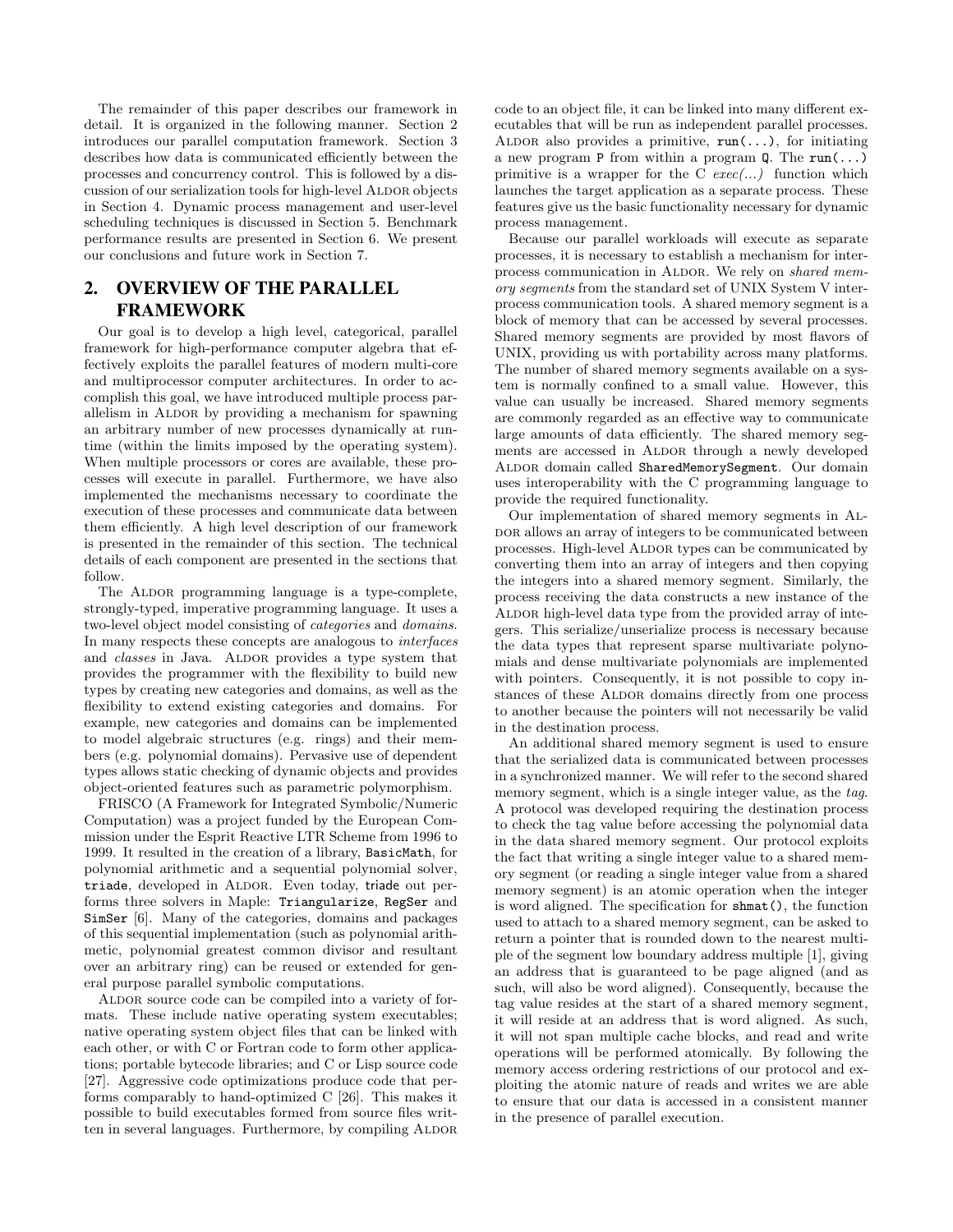The remainder of this paper describes our framework in detail. It is organized in the following manner. Section 2 introduces our parallel computation framework. Section 3 describes how data is communicated efficiently between the processes and concurrency control. This is followed by a discussion of our serialization tools for high-level ALDOR objects in Section 4. Dynamic process management and user-level scheduling techniques is discussed in Section 5. Benchmark performance results are presented in Section 6. We present our conclusions and future work in Section 7.

## 2. OVERVIEW OF THE PARALLEL FRAMEWORK

Our goal is to develop a high level, categorical, parallel framework for high-performance computer algebra that effectively exploits the parallel features of modern multi-core and multiprocessor computer architectures. In order to accomplish this goal, we have introduced multiple process parallelism in ALDOR by providing a mechanism for spawning an arbitrary number of new processes dynamically at runtime (within the limits imposed by the operating system). When multiple processors or cores are available, these processes will execute in parallel. Furthermore, we have also implemented the mechanisms necessary to coordinate the execution of these processes and communicate data between them efficiently. A high level description of our framework is presented in the remainder of this section. The technical details of each component are presented in the sections that follow.

The ALDOR programming language is a type-complete, strongly-typed, imperative programming language. It uses a two-level object model consisting of *categories* and *domains*. In many respects these concepts are analogous to *interfaces* and *classes* in Java. ALDOR provides a type system that provides the programmer with the flexibility to build new types by creating new categories and domains, as well as the flexibility to extend existing categories and domains. For example, new categories and domains can be implemented to model algebraic structures (e.g. rings) and their members (e.g. polynomial domains). Pervasive use of dependent types allows static checking of dynamic objects and provides object-oriented features such as parametric polymorphism.

FRISCO (A Framework for Integrated Symbolic/Numeric Computation) was a project funded by the European Commission under the Esprit Reactive LTR Scheme from 1996 to 1999. It resulted in the creation of a library, `BasicMath`, for polynomial arithmetic and a sequential polynomial solver, `triade`, developed in ALDOR. Even today, `triade` out performs three solvers in Maple: `Triangularize`, `RegSer` and `SimSer` [6]. Many of the categories, domains and packages of this sequential implementation (such as polynomial arithmetic, polynomial greatest common divisor and resultant over an arbitrary ring) can be reused or extended for general purpose parallel symbolic computations.

ALDOR source code can be compiled into a variety of formats. These include native operating system executables; native operating system object files that can be linked with each other, or with C or Fortran code to form other applications; portable bytecode libraries; and C or Lisp source code [27]. Aggressive code optimizations produce code that performs comparably to hand-optimized C [26]. This makes it possible to build executables formed from source files written in several languages. Furthermore, by compiling ALDOR code to an object file, it can be linked into many different executables that will be run as independent parallel processes. ALDOR also provides a primitive, `run(...)`, for initiating a new program `P` from within a program `Q`. The `run(...)` primitive is a wrapper for the C *exec(...)* function which launches the target application as a separate process. These features give us the basic functionality necessary for dynamic process management.

Because our parallel workloads will execute as separate processes, it is necessary to establish a mechanism for interprocess communication in ALDOR. We rely on *shared memory segments* from the standard set of UNIX System V interprocess communication tools. A shared memory segment is a block of memory that can be accessed by several processes. Shared memory segments are provided by most flavors of UNIX, providing us with portability across many platforms. The number of shared memory segments available on a system is normally confined to a small value. However, this value can usually be increased. Shared memory segments are commonly regarded as an effective way to communicate large amounts of data efficiently. The shared memory segments are accessed in ALDOR through a newly developed ALDOR domain called `SharedMemorySegment`. Our domain uses interoperability with the C programming language to provide the required functionality.

Our implementation of shared memory segments in ALDOR allows an array of integers to be communicated between processes. High-level ALDOR types can be communicated by converting them into an array of integers and then copying the integers into a shared memory segment. Similarly, the process receiving the data constructs a new instance of the ALDOR high-level data type from the provided array of integers. This serialize/unserialize process is necessary because the data types that represent sparse multivariate polynomials and dense multivariate polynomials are implemented with pointers. Consequently, it is not possible to copy instances of these ALDOR domains directly from one process to another because the pointers will not necessarily be valid in the destination process.

An additional shared memory segment is used to ensure that the serialized data is communicated between processes in a synchronized manner. We will refer to the second shared memory segment, which is a single integer value, as the *tag*. A protocol was developed requiring the destination process to check the tag value before accessing the polynomial data in the data shared memory segment. Our protocol exploits the fact that writing a single integer value to a shared memory segment (or reading a single integer value from a shared memory segment) is an atomic operation when the integer is word aligned. The specification for `shmat()`, the function used to attach to a shared memory segment, can be asked to return a pointer that is rounded down to the nearest multiple of the segment low boundary address multiple [1], giving an address that is guaranteed to be page aligned (and as such, will also be word aligned). Consequently, because the tag value resides at the start of a shared memory segment, it will reside at an address that is word aligned. As such, it will not span multiple cache blocks, and read and write operations will be performed atomically. By following the memory access ordering restrictions of our protocol and exploiting the atomic nature of reads and writes we are able to ensure that our data is accessed in a consistent manner in the presence of parallel execution.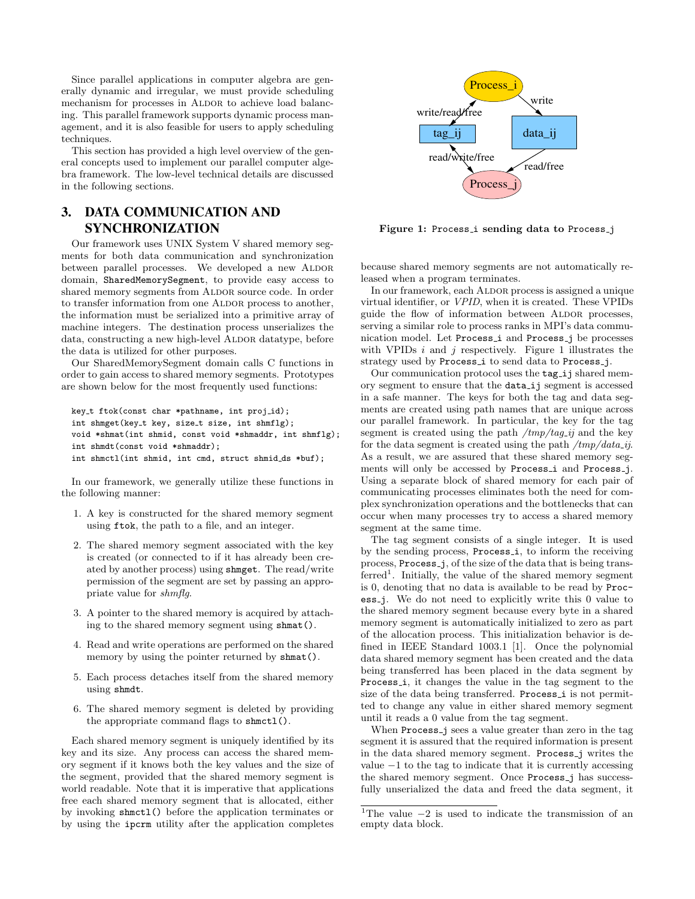Since parallel applications in computer algebra are generally dynamic and irregular, we must provide scheduling mechanism for processes in ALDOR to achieve load balancing. This parallel framework supports dynamic process management, and it is also feasible for users to apply scheduling techniques.

This section has provided a high level overview of the general concepts used to implement our parallel computer algebra framework. The low-level technical details are discussed in the following sections.

## 3. DATA COMMUNICATION AND SYNCHRONIZATION

Our framework uses UNIX System V shared memory segments for both data communication and synchronization between parallel processes. We developed a new ALDOR domain, `SharedMemorySegment`, to provide easy access to shared memory segments from ALDOR source code. In order to transfer information from one ALDOR process to another, the information must be serialized into a primitive array of machine integers. The destination process unserializes the data, constructing a new high-level ALDOR datatype, before the data is utilized for other purposes.

Our SharedMemorySegment domain calls C functions in order to gain access to shared memory segments. Prototypes are shown below for the most frequently used functions:

```
key_t ftok(const char *pathname, int proj_id);
int shmget(key_t key, size_t size, int shmflg);
void *shmat(int shmid, const void *shmaddr, int shmflg);
int shmdt(const void *shmaddr);
int shmctl(int shmid, int cmd, struct shmid_ds *buf);
```

In our framework, we generally utilize these functions in the following manner:

1. A key is constructed for the shared memory segment using `ftok`, the path to a file, and an integer.
2. The shared memory segment associated with the key is created (or connected to if it has already been created by another process) using `shmget`. The read/write permission of the segment are set by passing an appropriate value for *shmflg*.
3. A pointer to the shared memory is acquired by attaching to the shared memory segment using `shmat()`.
4. Read and write operations are performed on the shared memory by using the pointer returned by `shmat()`.
5. Each process detaches itself from the shared memory using `shmdt`.
6. The shared memory segment is deleted by providing the appropriate command flags to `shmctl()`.

Each shared memory segment is uniquely identified by its key and its size. Any process can access the shared memory segment if it knows both the key values and the size of the segment, provided that the shared memory segment is world readable. Note that it is imperative that applications free each shared memory segment that is allocated, either by invoking `shmctl()` before the application terminates or by using the `ipcrm` utility after the application completes because shared memory segments are not automatically released when a program terminates.

Figure 1: `Process_i` sending data to `Process_j`

In our framework, each ALDOR process is assigned a unique virtual identifier, or *VPID*, when it is created. These VPIDs guide the flow of information between ALDOR processes, serving a similar role to process ranks in MPI's data communication model. Let `Process_i` and `Process_j` be processes with VPIDs $i$ and $j$ respectively. Figure 1 illustrates the strategy used by `Process_i` to send data to `Process_j`.

Our communication protocol uses the `tag_ij` shared memory segment to ensure that the `data_ij` segment is accessed in a safe manner. The keys for both the tag and data segments are created using path names that are unique across our parallel framework. In particular, the key for the tag segment is created using the path */tmp/tag_ij* and the key for the data segment is created using the path */tmp/data_ij*. As a result, we are assured that these shared memory segments will only be accessed by `Process_i` and `Process_j`. Using a separate block of shared memory for each pair of communicating processes eliminates both the need for complex synchronization operations and the bottlenecks that can occur when many processes try to access a shared memory segment at the same time.

The tag segment consists of a single integer. It is used by the sending process, `Process_i`, to inform the receiving process, `Process_j`, of the size of the data that is being transferred[1]. Initially, the value of the shared memory segment is 0, denoting that no data is available to be read by `Process_j`. We do not need to explicitly write this 0 value to the shared memory segment because every byte in a shared memory segment is automatically initialized to zero as part of the allocation process. This initialization behavior is defined in IEEE Standard 1003.1 [1]. Once the polynomial data shared memory segment has been created and the data being transferred has been placed in the data segment by `Process_i`, it changes the value in the tag segment to the size of the data being transferred. `Process_i` is not permitted to change any value in either shared memory segment until it reads a 0 value from the tag segment.

When `Process_j` sees a value greater than zero in the tag segment it is assured that the required information is present in the data shared memory segment. `Process_j` writes the value $-1$ to the tag to indicate that it is currently accessing the shared memory segment. Once `Process_j` has successfully unserialized the data and freed the data segment, it

[1] The value $-2$ is used to indicate the transmission of an empty data block.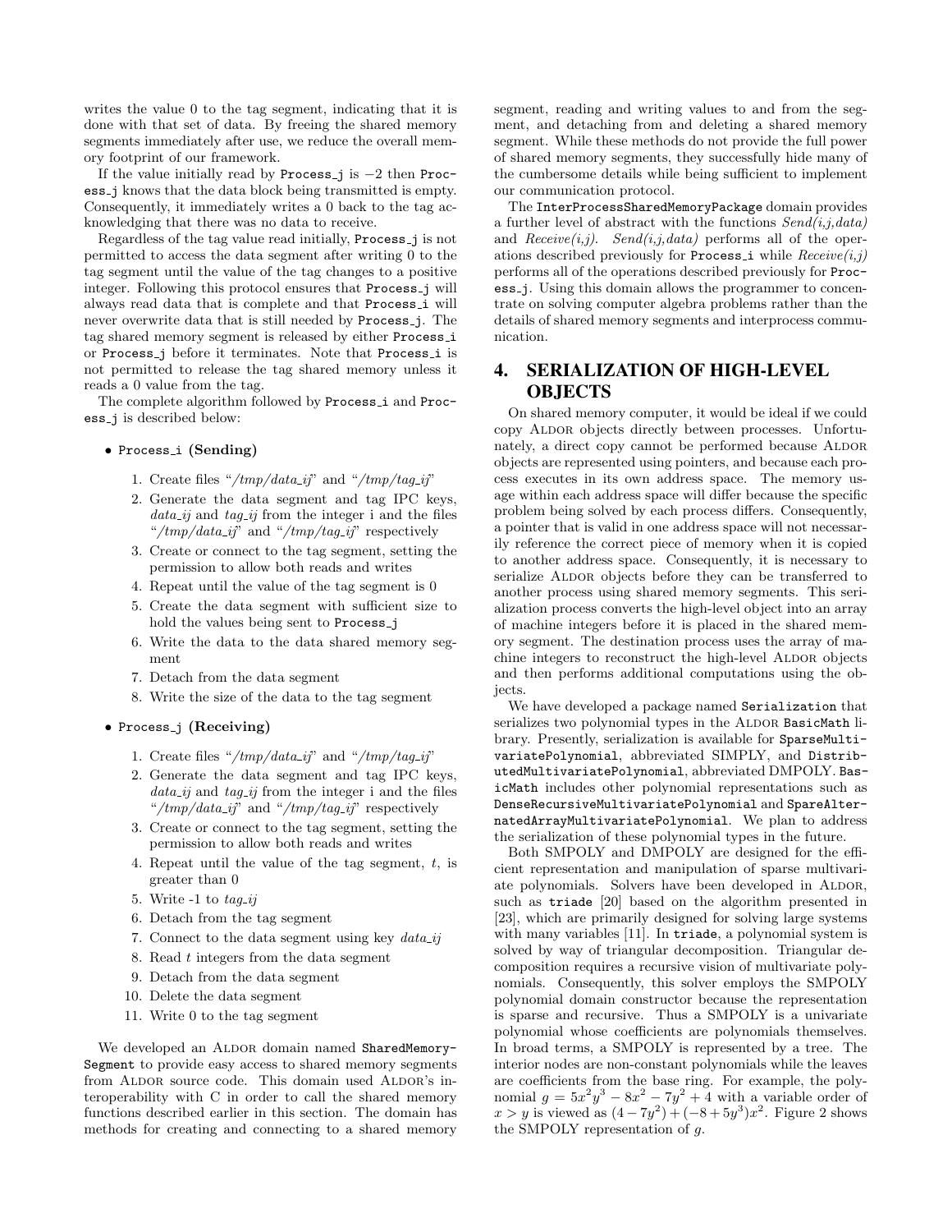writes the value 0 to the tag segment, indicating that it is done with that set of data. By freeing the shared memory segments immediately after use, we reduce the overall memory footprint of our framework.

If the value initially read by Process_j is −2 then Process_j knows that the data block being transmitted is empty. Consequently, it immediately writes a 0 back to the tag acknowledging that there was no data to receive.

Regardless of the tag value read initially, Process_j is not permitted to access the data segment after writing 0 to the tag segment until the value of the tag changes to a positive integer. Following this protocol ensures that Process_j will always read data that is complete and that Process_i will never overwrite data that is still needed by Process_j. The tag shared memory segment is released by either Process_i or Process_j before it terminates. Note that Process_i is not permitted to release the tag shared memory unless it reads a 0 value from the tag.

The complete algorithm followed by Process_i and Process_j is described below:

- Process_i **(Sending)**
  1. Create files "*/tmp/data_ij*" and "*/tmp/tag_ij*"
  2. Generate the data segment and tag IPC keys, *data_ij* and *tag_ij* from the integer i and the files "*/tmp/data_ij*" and "*/tmp/tag_ij*" respectively
  3. Create or connect to the tag segment, setting the permission to allow both reads and writes
  4. Repeat until the value of the tag segment is 0
  5. Create the data segment with sufficient size to hold the values being sent to Process_j
  6. Write the data to the data shared memory segment
  7. Detach from the data segment
  8. Write the size of the data to the tag segment

- Process_j **(Receiving)**
  1. Create files "*/tmp/data_ij*" and "*/tmp/tag_ij*"
  2. Generate the data segment and tag IPC keys, *data_ij* and *tag_ij* from the integer i and the files "*/tmp/data_ij*" and "*/tmp/tag_ij*" respectively
  3. Create or connect to the tag segment, setting the permission to allow both reads and writes
  4. Repeat until the value of the tag segment, $t$, is greater than 0
  5. Write -1 to *tag_ij*
  6. Detach from the tag segment
  7. Connect to the data segment using key *data_ij*
  8. Read $t$ integers from the data segment
  9. Detach from the data segment
  10. Delete the data segment
  11. Write 0 to the tag segment

We developed an Aldor domain named SharedMemorySegment to provide easy access to shared memory segments from Aldor source code. This domain used Aldor's interoperability with C in order to call the shared memory functions described earlier in this section. The domain has methods for creating and connecting to a shared memory segment, reading and writing values to and from the segment, and detaching from and deleting a shared memory segment. While these methods do not provide the full power of shared memory segments, they successfully hide many of the cumbersome details while being sufficient to implement our communication protocol.

The InterProcessSharedMemoryPackage domain provides a further level of abstract with the functions *Send(i,j,data)* and *Receive(i,j)*. *Send(i,j,data)* performs all of the operations described previously for Process_i while *Receive(i,j)* performs all of the operations described previously for Process_j. Using this domain allows the programmer to concentrate on solving computer algebra problems rather than the details of shared memory segments and interprocess communication.

## 4. SERIALIZATION OF HIGH-LEVEL OBJECTS

On shared memory computer, it would be ideal if we could copy Aldor objects directly between processes. Unfortunately, a direct copy cannot be performed because Aldor objects are represented using pointers, and because each process executes in its own address space. The memory usage within each address space will differ because the specific problem being solved by each process differs. Consequently, a pointer that is valid in one address space will not necessarily reference the correct piece of memory when it is copied to another address space. Consequently, it is necessary to serialize Aldor objects before they can be transferred to another process using shared memory segments. This serialization process converts the high-level object into an array of machine integers before it is placed in the shared memory segment. The destination process uses the array of machine integers to reconstruct the high-level Aldor objects and then performs additional computations using the objects.

We have developed a package named Serialization that serializes two polynomial types in the Aldor BasicMath library. Presently, serialization is available for SparseMultivariatePolynomial, abbreviated SIMPLY, and DistributedMultivariatePolynomial, abbreviated DMPOLY. BasicMath includes other polynomial representations such as DenseRecursiveMultivariatePolynomial and SpareAlternatedArrayMultivariatePolynomial. We plan to address the serialization of these polynomial types in the future.

Both SMPOLY and DMPOLY are designed for the efficient representation and manipulation of sparse multivariate polynomials. Solvers have been developed in Aldor, such as triade [20] based on the algorithm presented in [23], which are primarily designed for solving large systems with many variables [11]. In triade, a polynomial system is solved by way of triangular decomposition. Triangular decomposition requires a recursive vision of multivariate polynomials. Consequently, this solver employs the SMPOLY polynomial domain constructor because the representation is sparse and recursive. Thus a SMPOLY is a univariate polynomial whose coefficients are polynomials themselves. In broad terms, a SMPOLY is represented by a tree. The interior nodes are non-constant polynomials while the leaves are coefficients from the base ring. For example, the polynomial $g = 5x^2y^3 - 8x^2 - 7y^2 + 4$ with a variable order of $x > y$ is viewed as $(4 - 7y^2) + (-8 + 5y^3)x^2$. Figure 2 shows the SMPOLY representation of $g$.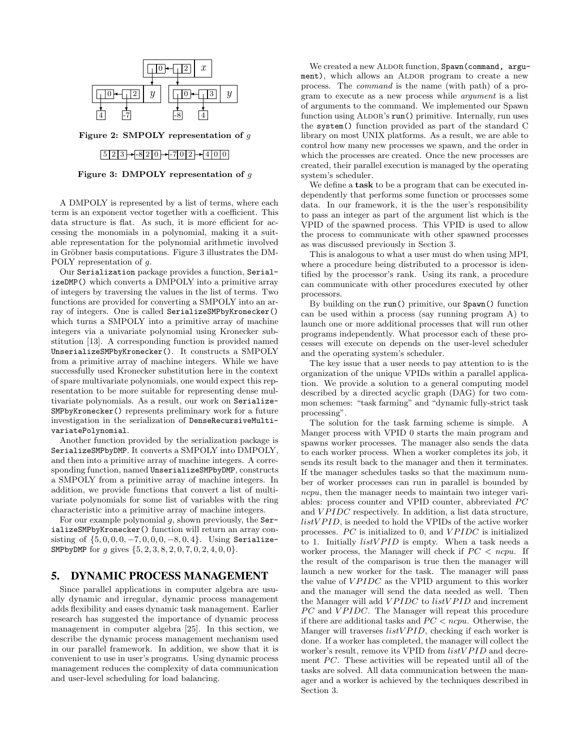Figure 2: SMPOLY representation of $g$

Figure 3: DMPOLY representation of $g$

A DMPOLY is represented by a list of terms, where each term is an exponent vector together with a coefficient. This data structure is flat. As such, it is more efficient for accessing the monomials in a polynomial, making it a suitable representation for the polynomial arithmetic involved in Gröbner basis computations. Figure 3 illustrates the DMPOLY representation of $g$.

Our `Serialization` package provides a function, `SerializeDMP()` which converts a DMPOLY into a primitive array of integers by traversing the values in the list of terms. Two functions are provided for converting a SMPOLY into an array of integers. One is called `SerializeSMPbyKronecker()` which turns a SMPOLY into a primitive array of machine integers via a univariate polynomial using Kronecker substitution [13]. A corresponding function is provided named `UnserializeSMPbyKronecker()`. It constructs a SMPOLY from a primitive array of machine integers. While we have successfully used Kronecker substitution here in the context of spare multivariate polynomials, one would expect this representation to be more suitable for representing dense multivariate polynomials. As a result, our work on `SerializeSMPbyKronecker()` represents preliminary work for a future investigation in the serialization of `DenseRecursiveMultivariatePolynomial`.

Another function provided by the serialization package is `SerializeSMPbyDMP`. It converts a SMPOLY into DMPOLY, and then into a primitive array of machine integers. A corresponding function, named `UnserializeSMPbyDMP`, constructs a SMPOLY from a primitive array of machine integers. In addition, we provide functions that convert a list of multivariate polynomials for some list of variables with the ring characteristic into a primitive array of machine integers.

For our example polynomial $g$, shown previously, the `SerializeSMPbyKronecker()` function will return an array consisting of $\{5, 0, 0, 0, -7, 0, 0, 0, -8, 0, 4\}$. Using `SerializeSMPbyDMP` for $g$ gives $\{5, 2, 3, 8, 2, 0, 7, 0, 2, 4, 0, 0\}$.

## 5. DYNAMIC PROCESS MANAGEMENT

Since parallel applications in computer algebra are usually dynamic and irregular, dynamic process management adds flexibility and eases dynamic task management. Earlier research has suggested the importance of dynamic process management in computer algebra [25]. In this section, we describe the dynamic process management mechanism used in our parallel framework. In addition, we show that it is convenient to use in user's programs. Using dynamic process management reduces the complexity of data communication and user-level scheduling for load balancing.

We created a new ALDOR function, `Spawn(command, argument)`, which allows an ALDOR program to create a new process. The *command* is the name (with path) of a program to execute as a new process while *argument* is a list of arguments to the command. We implemented our Spawn function using ALDOR's `run()` primitive. Internally, run uses the `system()` function provided as part of the standard C library on most UNIX platforms. As a result, we are able to control how many new processes we spawn, and the order in which the processes are created. Once the new processes are created, their parallel execution is managed by the operating system's scheduler.

We define a **task** to be a program that can be executed independently that performs some function or processes some data. In our framework, it is the the user's responsibility to pass an integer as part of the argument list which is the VPID of the spawned process. This VPID is used to allow the process to communicate with other spawned processes as was discussed previously in Section 3.

This is analogous to what a user must do when using MPI, where a procedure being distributed to a processor is identified by the processor's rank. Using its rank, a procedure can communicate with other procedures executed by other processors.

By building on the `run()` primitive, our `Spawn()` function can be used within a process (say running program A) to launch one or more additional processes that will run other programs independently. What processor each of these processes will execute on depends on the user-level scheduler and the operating system's scheduler.

The key issue that a user needs to pay attention to is the organization of the unique VPIDs within a parallel application. We provide a solution to a general computing model described by a directed acyclic graph (DAG) for two common schemes: "task farming" and "dynamic fully-strict task processing".

The solution for the task farming scheme is simple. A Manger process with VPID 0 starts the main program and spawns worker processes. The manager also sends the data to each worker process. When a worker completes its job, it sends its result back to the manager and then it terminates. If the manager schedules tasks so that the maximum number of worker processes can run in parallel is bounded by $ncpu$, then the manager needs to maintain two integer variables: process counter and VPID counter, abbreviated $PC$ and $VPIDC$ respectively. In addition, a list data structure, $listVPID$, is needed to hold the VPIDs of the active worker processes. $PC$ is initialized to 0, and $VPIDC$ is initialized to 1. Initially $listVPID$ is empty. When a task needs a worker process, the Manager will check if $PC < ncpu$. If the result of the comparison is true then the manager will launch a new worker for the task. The manager will pass the value of $VPIDC$ as the VPID argument to this worker and the manager will send the data needed as well. Then the Manager will add $VPIDC$ to $listVPID$ and increment $PC$ and $VPIDC$. The Manager will repeat this procedure if there are additional tasks and $PC < ncpu$. Otherwise, the Manger will traverses $listVPID$, checking if each worker is done. If a worker has completed, the manager will collect the worker's result, remove its VPID from $listVPID$ and decrement $PC$. These activities will be repeated until all of the tasks are solved. All data communication between the manager and a worker is achieved by the techniques described in Section 3.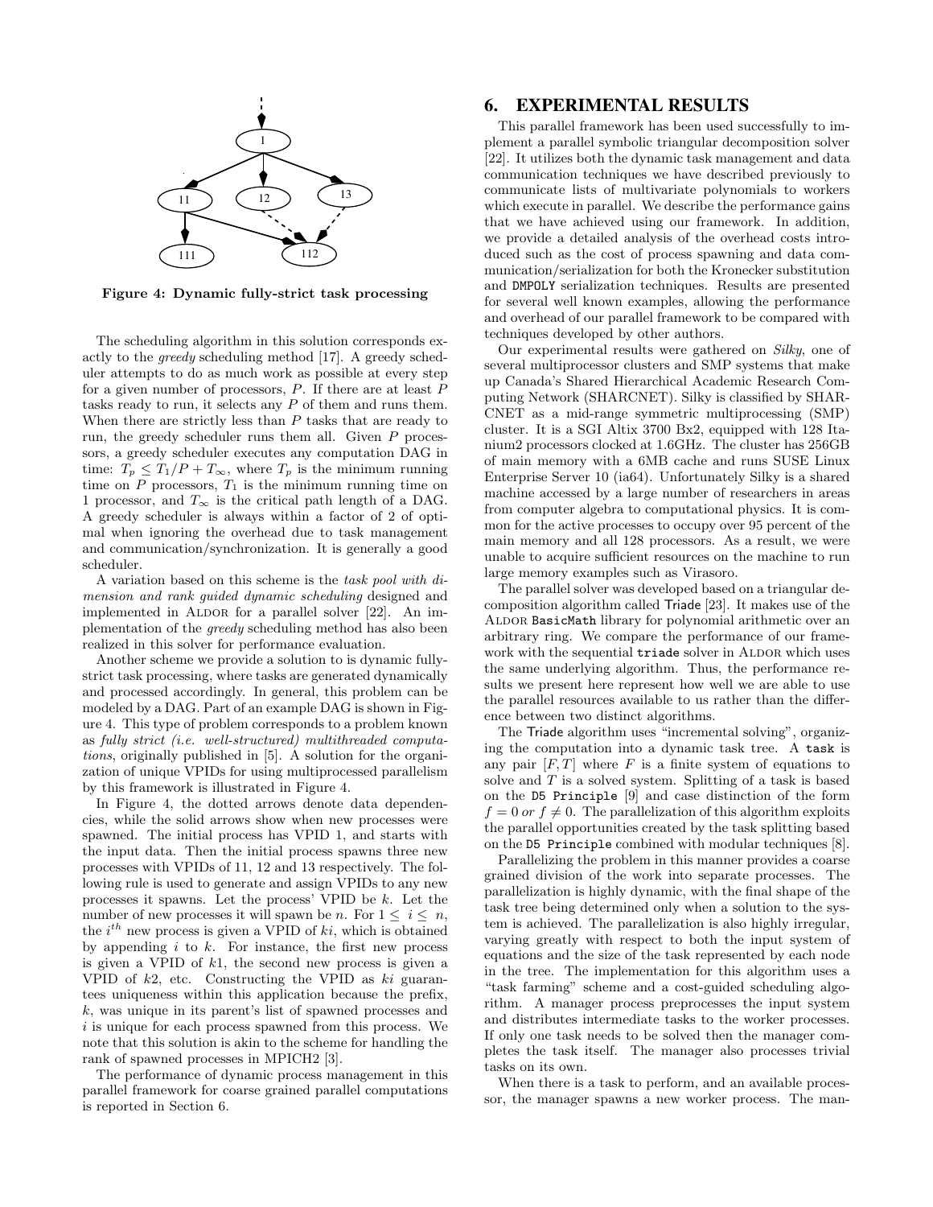Figure 4: Dynamic fully-strict task processing

The scheduling algorithm in this solution corresponds exactly to the *greedy* scheduling method [17]. A greedy scheduler attempts to do as much work as possible at every step for a given number of processors, $P$. If there are at least $P$ tasks ready to run, it selects any $P$ of them and runs them. When there are strictly less than $P$ tasks that are ready to run, the greedy scheduler runs them all. Given $P$ processors, a greedy scheduler executes any computation DAG in time: $T_p \leq T_1/P + T_\infty$, where $T_p$ is the minimum running time on $P$ processors, $T_1$ is the minimum running time on 1 processor, and $T_\infty$ is the critical path length of a DAG. A greedy scheduler is always within a factor of 2 of optimal when ignoring the overhead due to task management and communication/synchronization. It is generally a good scheduler.

A variation based on this scheme is the *task pool with dimension and rank guided dynamic scheduling* designed and implemented in ALDOR for a parallel solver [22]. An implementation of the *greedy* scheduling method has also been realized in this solver for performance evaluation.

Another scheme we provide a solution to is dynamic fully-strict task processing, where tasks are generated dynamically and processed accordingly. In general, this problem can be modeled by a DAG. Part of an example DAG is shown in Figure 4. This type of problem corresponds to a problem known as *fully strict (i.e. well-structured) multithreaded computations*, originally published in [5]. A solution for the organization of unique VPIDs for using multiprocessed parallelism by this framework is illustrated in Figure 4.

In Figure 4, the dotted arrows denote data dependencies, while the solid arrows show when new processes were spawned. The initial process has VPID 1, and starts with the input data. Then the initial process spawns three new processes with VPIDs of 11, 12 and 13 respectively. The following rule is used to generate and assign VPIDs to any new processes it spawns. Let the process' VPID be $k$. Let the number of new processes it will spawn be $n$. For $1 \leq i \leq n$, the $i^{th}$ new process is given a VPID of $ki$, which is obtained by appending $i$ to $k$. For instance, the first new process is given a VPID of $k1$, the second new process is given a VPID of $k2$, etc. Constructing the VPID as $ki$ guarantees uniqueness within this application because the prefix, $k$, was unique in its parent's list of spawned processes and $i$ is unique for each process spawned from this process. We note that this solution is akin to the scheme for handling the rank of spawned processes in MPICH2 [3].

The performance of dynamic process management in this parallel framework for coarse grained parallel computations is reported in Section 6.

# 6. EXPERIMENTAL RESULTS

This parallel framework has been used successfully to implement a parallel symbolic triangular decomposition solver [22]. It utilizes both the dynamic task management and data communication techniques we have described previously to communicate lists of multivariate polynomials to workers which execute in parallel. We describe the performance gains that we have achieved using our framework. In addition, we provide a detailed analysis of the overhead costs introduced such as the cost of process spawning and data communication/serialization for both the Kronecker substitution and `DMPOLY` serialization techniques. Results are presented for several well known examples, allowing the performance and overhead of our parallel framework to be compared with techniques developed by other authors.

Our experimental results were gathered on *Silky*, one of several multiprocessor clusters and SMP systems that make up Canada's Shared Hierarchical Academic Research Computing Network (SHARCNET). Silky is classified by SHARCNET as a mid-range symmetric multiprocessing (SMP) cluster. It is a SGI Altix 3700 Bx2, equipped with 128 Itanium2 processors clocked at 1.6GHz. The cluster has 256GB of main memory with a 6MB cache and runs SUSE Linux Enterprise Server 10 (ia64). Unfortunately Silky is a shared machine accessed by a large number of researchers in areas from computer algebra to computational physics. It is common for the active processes to occupy over 95 percent of the main memory and all 128 processors. As a result, we were unable to acquire sufficient resources on the machine to run large memory examples such as Virasoro.

The parallel solver was developed based on a triangular decomposition algorithm called Triade [23]. It makes use of the ALDOR `BasicMath` library for polynomial arithmetic over an arbitrary ring. We compare the performance of our framework with the sequential `triade` solver in ALDOR which uses the same underlying algorithm. Thus, the performance results we present here represent how well we are able to use the parallel resources available to us rather than the difference between two distinct algorithms.

The Triade algorithm uses "incremental solving", organizing the computation into a dynamic task tree. A `task` is any pair $[F, T]$ where $F$ is a finite system of equations to solve and $T$ is a solved system. Splitting of a task is based on the `D5 Principle` [9] and case distinction of the form $f = 0$ *or* $f \neq 0$. The parallelization of this algorithm exploits the parallel opportunities created by the task splitting based on the `D5 Principle` combined with modular techniques [8].

Parallelizing the problem in this manner provides a coarse grained division of the work into separate processes. The parallelization is highly dynamic, with the final shape of the task tree being determined only when a solution to the system is achieved. The parallelization is also highly irregular, varying greatly with respect to both the input system of equations and the size of the task represented by each node in the tree. The implementation for this algorithm uses a "task farming" scheme and a cost-guided scheduling algorithm. A manager process preprocesses the input system and distributes intermediate tasks to the worker processes. If only one task needs to be solved then the manager completes the task itself. The manager also processes trivial tasks on its own.

When there is a task to perform, and an available processor, the manager spawns a new worker process. The man-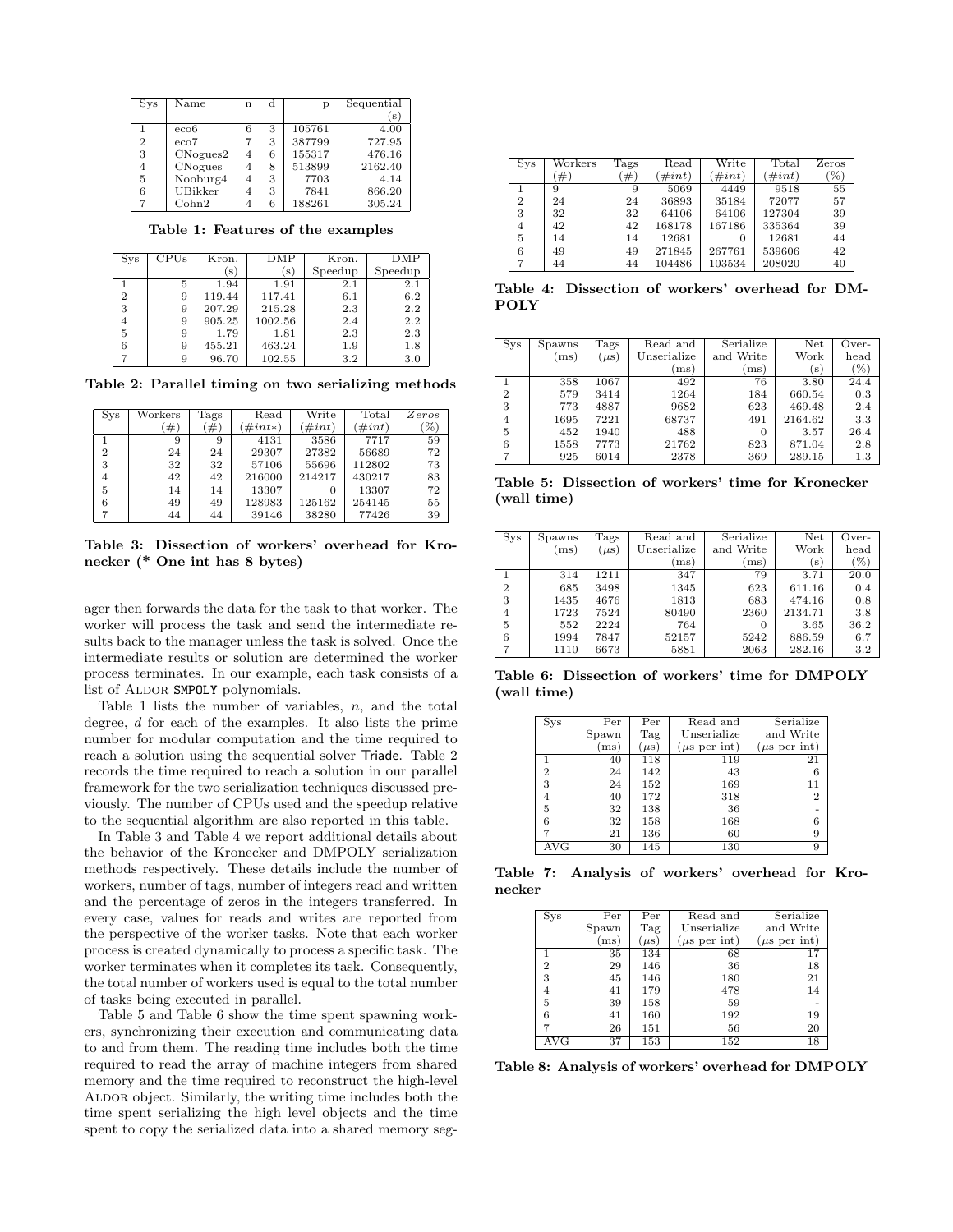| Sys | Name | n | d | p | Sequential (s) |
|---|---|---|---|---|---|
| 1 | eco6 | 6 | 3 | 105761 | 4.00 |
| 2 | eco7 | 7 | 3 | 387799 | 727.95 |
| 3 | CNogues2 | 4 | 6 | 155317 | 476.16 |
| 4 | CNogues | 4 | 8 | 513899 | 2162.40 |
| 5 | Nooburg4 | 4 | 3 | 7703 | 4.14 |
| 6 | UBikker | 4 | 3 | 7841 | 866.20 |
| 7 | Cohn2 | 4 | 6 | 188261 | 305.24 |

**Table 1: Features of the examples**

| Sys | CPUs | Kron. (s) | DMP (s) | Kron. Speedup | DMP Speedup |
|---|---|---|---|---|---|
| 1 | 5 | 1.94 | 1.91 | 2.1 | 2.1 |
| 2 | 9 | 119.44 | 117.41 | 6.1 | 6.2 |
| 3 | 9 | 207.29 | 215.28 | 2.3 | 2.2 |
| 4 | 9 | 905.25 | 1002.56 | 2.4 | 2.2 |
| 5 | 9 | 1.79 | 1.81 | 2.3 | 2.3 |
| 6 | 9 | 455.21 | 463.24 | 1.9 | 1.8 |
| 7 | 9 | 96.70 | 102.55 | 3.2 | 3.0 |

**Table 2: Parallel timing on two serializing methods**

| Sys | Workers (#) | Tags (#) | Read (#int*) | Write (#int) | Total (#int) | *Zeros* (%) |
|---|---|---|---|---|---|---|
| 1 | 9 | 9 | 4131 | 3586 | 7717 | 59 |
| 2 | 24 | 24 | 29307 | 27382 | 56689 | 72 |
| 3 | 32 | 32 | 57106 | 55696 | 112802 | 73 |
| 4 | 42 | 42 | 216000 | 214217 | 430217 | 83 |
| 5 | 14 | 14 | 13307 | 0 | 13307 | 72 |
| 6 | 49 | 49 | 128983 | 125162 | 254145 | 55 |
| 7 | 44 | 44 | 39146 | 38280 | 77426 | 39 |

**Table 3: Dissection of workers' overhead for Kronecker (* One int has 8 bytes)**

ager then forwards the data for the task to that worker. The worker will process the task and send the intermediate results back to the manager unless the task is solved. Once the intermediate results or solution are determined the worker process terminates. In our example, each task consists of a list of ALDOR `SMPOLY` polynomials.

Table 1 lists the number of variables, $n$, and the total degree, $d$ for each of the examples. It also lists the prime number for modular computation and the time required to reach a solution using the sequential solver `Triade`. Table 2 records the time required to reach a solution in our parallel framework for the two serialization techniques discussed previously. The number of CPUs used and the speedup relative to the sequential algorithm are also reported in this table.

In Table 3 and Table 4 we report additional details about the behavior of the Kronecker and DMPOLY serialization methods respectively. These details include the number of workers, number of tags, number of integers read and written and the percentage of zeros in the integers transferred. In every case, values for reads and writes are reported from the perspective of the worker tasks. Note that each worker process is created dynamically to process a specific task. The worker terminates when it completes its task. Consequently, the total number of workers used is equal to the total number of tasks being executed in parallel.

Table 5 and Table 6 show the time spent spawning workers, synchronizing their execution and communicating data to and from them. The reading time includes both the time required to read the array of machine integers from shared memory and the time required to reconstruct the high-level ALDOR object. Similarly, the writing time includes both the time spent serializing the high level objects and the time spent to copy the serialized data into a shared memory seg-

| Sys | Workers (#) | Tags (#) | Read (#int) | Write (#int) | Total (#int) | Zeros (%) |
|---|---|---|---|---|---|---|
| 1 | 9 | 9 | 5069 | 4449 | 9518 | 55 |
| 2 | 24 | 24 | 36893 | 35184 | 72077 | 57 |
| 3 | 32 | 32 | 64106 | 64106 | 127304 | 39 |
| 4 | 42 | 42 | 168178 | 167186 | 335364 | 39 |
| 5 | 14 | 14 | 12681 | 0 | 12681 | 44 |
| 6 | 49 | 49 | 271845 | 267761 | 539606 | 42 |
| 7 | 44 | 44 | 104486 | 103534 | 208020 | 40 |

**Table 4: Dissection of workers' overhead for DMPOLY**

| Sys | Spawns (ms) | Tags ($\mu$s) | Read and Unserialize (ms) | Serialize and Write (ms) | Net Work (s) | Overhead (%) |
|---|---|---|---|---|---|---|
| 1 | 358 | 1067 | 492 | 76 | 3.80 | 24.4 |
| 2 | 579 | 3414 | 1264 | 184 | 660.54 | 0.3 |
| 3 | 773 | 4887 | 9682 | 623 | 469.48 | 2.4 |
| 4 | 1695 | 7221 | 68737 | 491 | 2164.62 | 3.3 |
| 5 | 452 | 1940 | 488 | 0 | 3.57 | 26.4 |
| 6 | 1558 | 7773 | 21762 | 823 | 871.04 | 2.8 |
| 7 | 925 | 6014 | 2378 | 369 | 289.15 | 1.3 |

**Table 5: Dissection of workers' time for Kronecker (wall time)**

| Sys | Spawns (ms) | Tags ($\mu$s) | Read and Unserialize (ms) | Serialize and Write (ms) | Net Work (s) | Overhead (%) |
|---|---|---|---|---|---|---|
| 1 | 314 | 1211 | 347 | 79 | 3.71 | 20.0 |
| 2 | 685 | 3498 | 1345 | 623 | 611.16 | 0.4 |
| 3 | 1435 | 4676 | 1813 | 683 | 474.16 | 0.8 |
| 4 | 1723 | 7524 | 80490 | 2360 | 2134.71 | 3.8 |
| 5 | 552 | 2224 | 764 | 0 | 3.65 | 36.2 |
| 6 | 1994 | 7847 | 52157 | 5242 | 886.59 | 6.7 |
| 7 | 1110 | 6673 | 5881 | 2063 | 282.16 | 3.2 |

**Table 6: Dissection of workers' time for DMPOLY (wall time)**

| Sys | Per Spawn (ms) | Per Tag ($\mu$s) | Read and Unserialize ($\mu$s per int) | Serialize and Write ($\mu$s per int) |
|---|---|---|---|---|
| 1 | 40 | 118 | 119 | 21 |
| 2 | 24 | 142 | 43 | 6 |
| 3 | 24 | 152 | 169 | 11 |
| 4 | 40 | 172 | 318 | 2 |
| 5 | 32 | 138 | 36 | - |
| 6 | 32 | 158 | 168 | 6 |
| 7 | 21 | 136 | 60 | 9 |
| AVG | 30 | 145 | 130 | 9 |

**Table 7: Analysis of workers' overhead for Kronecker**

| Sys | Per Spawn (ms) | Per Tag ($\mu$s) | Read and Unserialize ($\mu$s per int) | Serialize and Write ($\mu$s per int) |
|---|---|---|---|---|
| 1 | 35 | 134 | 68 | 17 |
| 2 | 29 | 146 | 36 | 18 |
| 3 | 45 | 146 | 180 | 21 |
| 4 | 41 | 179 | 478 | 14 |
| 5 | 39 | 158 | 59 | - |
| 6 | 41 | 160 | 192 | 19 |
| 7 | 26 | 151 | 56 | 20 |
| AVG | 37 | 153 | 152 | 18 |

**Table 8: Analysis of workers' overhead for DMPOLY**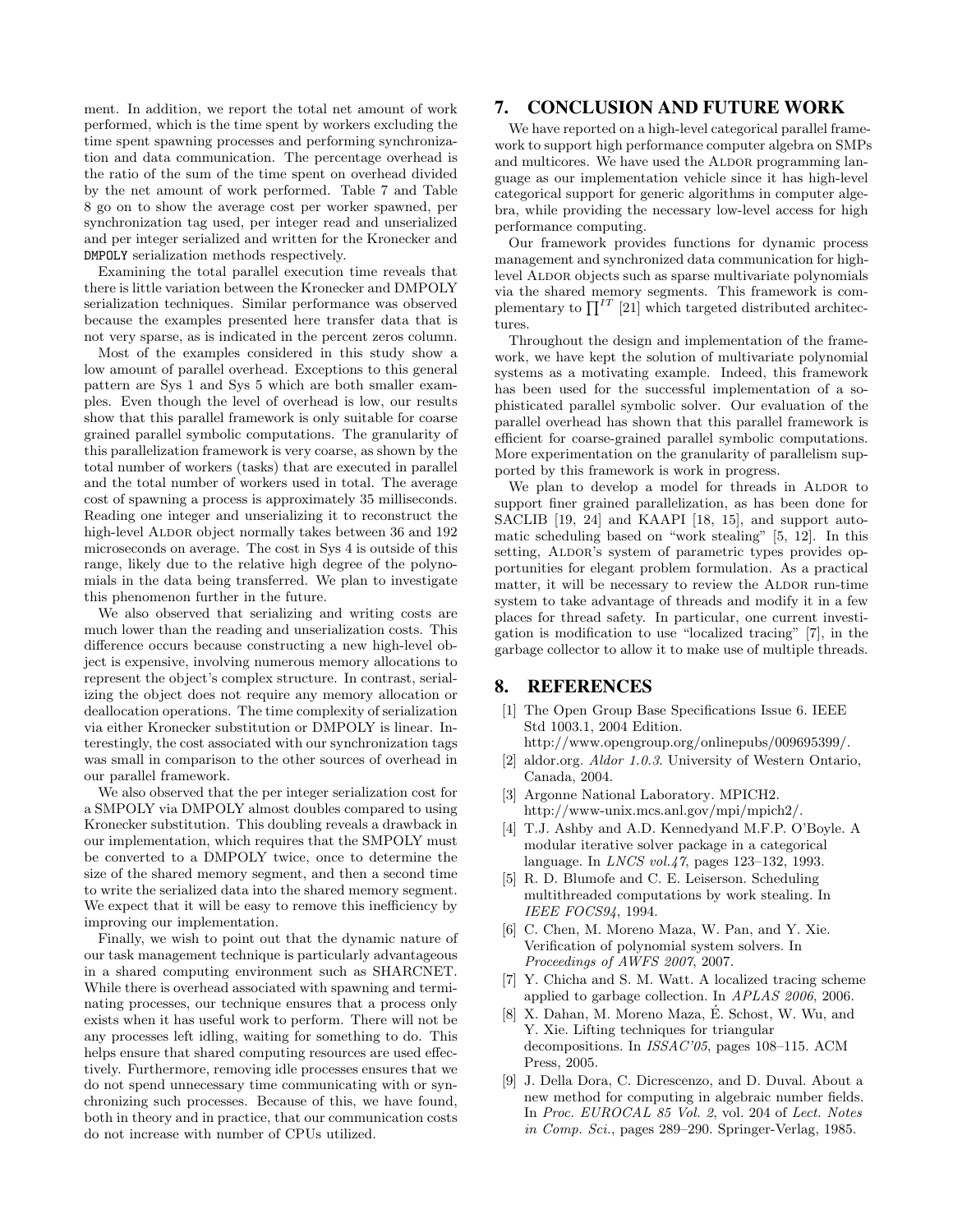ment. In addition, we report the total net amount of work performed, which is the time spent by workers excluding the time spent spawning processes and performing synchronization and data communication. The percentage overhead is the ratio of the sum of the time spent on overhead divided by the net amount of work performed. Table 7 and Table 8 go on to show the average cost per worker spawned, per synchronization tag used, per integer read and unserialized and per integer serialized and written for the Kronecker and DMPOLY serialization methods respectively.

Examining the total parallel execution time reveals that there is little variation between the Kronecker and DMPOLY serialization techniques. Similar performance was observed because the examples presented here transfer data that is not very sparse, as is indicated in the percent zeros column.

Most of the examples considered in this study show a low amount of parallel overhead. Exceptions to this general pattern are Sys 1 and Sys 5 which are both smaller examples. Even though the level of overhead is low, our results show that this parallel framework is only suitable for coarse grained parallel symbolic computations. The granularity of this parallelization framework is very coarse, as shown by the total number of workers (tasks) that are executed in parallel and the total number of workers used in total. The average cost of spawning a process is approximately 35 milliseconds. Reading one integer and unserializing it to reconstruct the high-level Aldor object normally takes between 36 and 192 microseconds on average. The cost in Sys 4 is outside of this range, likely due to the relative high degree of the polynomials in the data being transferred. We plan to investigate this phenomenon further in the future.

We also observed that serializing and writing costs are much lower than the reading and unserialization costs. This difference occurs because constructing a new high-level object is expensive, involving numerous memory allocations to represent the object's complex structure. In contrast, serializing the object does not require any memory allocation or deallocation operations. The time complexity of serialization via either Kronecker substitution or DMPOLY is linear. Interestingly, the cost associated with our synchronization tags was small in comparison to the other sources of overhead in our parallel framework.

We also observed that the per integer serialization cost for a SMPOLY via DMPOLY almost doubles compared to using Kronecker substitution. This doubling reveals a drawback in our implementation, which requires that the SMPOLY must be converted to a DMPOLY twice, once to determine the size of the shared memory segment, and then a second time to write the serialized data into the shared memory segment. We expect that it will be easy to remove this inefficiency by improving our implementation.

Finally, we wish to point out that the dynamic nature of our task management technique is particularly advantageous in a shared computing environment such as SHARCNET. While there is overhead associated with spawning and terminating processes, our technique ensures that a process only exists when it has useful work to perform. There will not be any processes left idling, waiting for something to do. This helps ensure that shared computing resources are used effectively. Furthermore, removing idle processes ensures that we do not spend unnecessary time communicating with or synchronizing such processes. Because of this, we have found, both in theory and in practice, that our communication costs do not increase with number of CPUs utilized.

## 7. CONCLUSION AND FUTURE WORK

We have reported on a high-level categorical parallel framework to support high performance computer algebra on SMPs and multicores. We have used the Aldor programming language as our implementation vehicle since it has high-level categorical support for generic algorithms in computer algebra, while providing the necessary low-level access for high performance computing.

Our framework provides functions for dynamic process management and synchronized data communication for high-level Aldor objects such as sparse multivariate polynomials via the shared memory segments. This framework is complementary to $\prod^{IT}$ [21] which targeted distributed architectures.

Throughout the design and implementation of the framework, we have kept the solution of multivariate polynomial systems as a motivating example. Indeed, this framework has been used for the successful implementation of a sophisticated parallel symbolic solver. Our evaluation of the parallel overhead has shown that this parallel framework is efficient for coarse-grained parallel symbolic computations. More experimentation on the granularity of parallelism supported by this framework is work in progress.

We plan to develop a model for threads in Aldor to support finer grained parallelization, as has been done for SACLIB [19, 24] and KAAPI [18, 15], and support automatic scheduling based on "work stealing" [5, 12]. In this setting, Aldor's system of parametric types provides opportunities for elegant problem formulation. As a practical matter, it will be necessary to review the Aldor run-time system to take advantage of threads and modify it in a few places for thread safety. In particular, one current investigation is modification to use "localized tracing" [7], in the garbage collector to allow it to make use of multiple threads.

## 8. REFERENCES

[1] The Open Group Base Specifications Issue 6. IEEE Std 1003.1, 2004 Edition. http://www.opengroup.org/onlinepubs/009695399/.

[2] aldor.org. *Aldor 1.0.3*. University of Western Ontario, Canada, 2004.

[3] Argonne National Laboratory. MPICH2. http://www-unix.mcs.anl.gov/mpi/mpich2/.

[4] T.J. Ashby and A.D. Kennedyand M.F.P. O'Boyle. A modular iterative solver package in a categorical language. In *LNCS vol.47*, pages 123–132, 1993.

[5] R. D. Blumofe and C. E. Leiserson. Scheduling multithreaded computations by work stealing. In *IEEE FOCS94*, 1994.

[6] C. Chen, M. Moreno Maza, W. Pan, and Y. Xie. Verification of polynomial system solvers. In *Proceedings of AWFS 2007*, 2007.

[7] Y. Chicha and S. M. Watt. A localized tracing scheme applied to garbage collection. In *APLAS 2006*, 2006.

[8] X. Dahan, M. Moreno Maza, É. Schost, W. Wu, and Y. Xie. Lifting techniques for triangular decompositions. In *ISSAC'05*, pages 108–115. ACM Press, 2005.

[9] J. Della Dora, C. Dicrescenzo, and D. Duval. About a new method for computing in algebraic number fields. In *Proc. EUROCAL 85 Vol. 2*, vol. 204 of *Lect. Notes in Comp. Sci.*, pages 289–290. Springer-Verlag, 1985.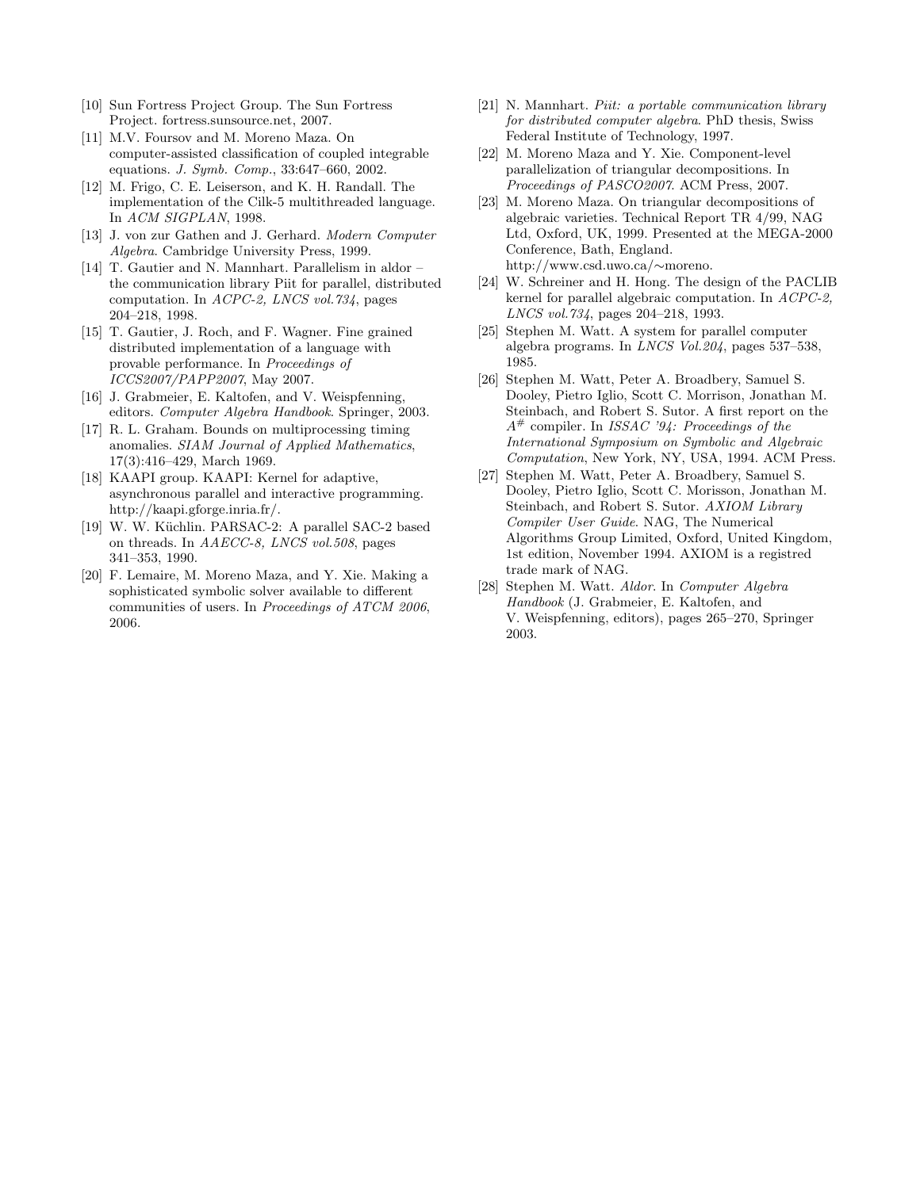[10] Sun Fortress Project Group. The Sun Fortress Project. fortress.sunsource.net, 2007.

[11] M.V. Foursov and M. Moreno Maza. On computer-assisted classification of coupled integrable equations. *J. Symb. Comp.*, 33:647–660, 2002.

[12] M. Frigo, C. E. Leiserson, and K. H. Randall. The implementation of the Cilk-5 multithreaded language. In *ACM SIGPLAN*, 1998.

[13] J. von zur Gathen and J. Gerhard. *Modern Computer Algebra*. Cambridge University Press, 1999.

[14] T. Gautier and N. Mannhart. Parallelism in aldor – the communication library Piit for parallel, distributed computation. In *ACPC-2, LNCS vol.734*, pages 204–218, 1998.

[15] T. Gautier, J. Roch, and F. Wagner. Fine grained distributed implementation of a language with provable performance. In *Proceedings of ICCS2007/PAPP2007*, May 2007.

[16] J. Grabmeier, E. Kaltofen, and V. Weispfenning, editors. *Computer Algebra Handbook*. Springer, 2003.

[17] R. L. Graham. Bounds on multiprocessing timing anomalies. *SIAM Journal of Applied Mathematics*, 17(3):416–429, March 1969.

[18] KAAPI group. KAAPI: Kernel for adaptive, asynchronous parallel and interactive programming. http://kaapi.gforge.inria.fr/.

[19] W. W. Küchlin. PARSAC-2: A parallel SAC-2 based on threads. In *AAECC-8, LNCS vol.508*, pages 341–353, 1990.

[20] F. Lemaire, M. Moreno Maza, and Y. Xie. Making a sophisticated symbolic solver available to different communities of users. In *Proceedings of ATCM 2006*, 2006.

[21] N. Mannhart. *Piit: a portable communication library for distributed computer algebra*. PhD thesis, Swiss Federal Institute of Technology, 1997.

[22] M. Moreno Maza and Y. Xie. Component-level parallelization of triangular decompositions. In *Proceedings of PASCO2007*. ACM Press, 2007.

[23] M. Moreno Maza. On triangular decompositions of algebraic varieties. Technical Report TR 4/99, NAG Ltd, Oxford, UK, 1999. Presented at the MEGA-2000 Conference, Bath, England. http://www.csd.uwo.ca/∼moreno.

[24] W. Schreiner and H. Hong. The design of the PACLIB kernel for parallel algebraic computation. In *ACPC-2, LNCS vol.734*, pages 204–218, 1993.

[25] Stephen M. Watt. A system for parallel computer algebra programs. In *LNCS Vol.204*, pages 537–538, 1985.

[26] Stephen M. Watt, Peter A. Broadbery, Samuel S. Dooley, Pietro Iglio, Scott C. Morrison, Jonathan M. Steinbach, and Robert S. Sutor. A first report on the $A^{\#}$ compiler. In *ISSAC '94: Proceedings of the International Symposium on Symbolic and Algebraic Computation*, New York, NY, USA, 1994. ACM Press.

[27] Stephen M. Watt, Peter A. Broadbery, Samuel S. Dooley, Pietro Iglio, Scott C. Morisson, Jonathan M. Steinbach, and Robert S. Sutor. *AXIOM Library Compiler User Guide*. NAG, The Numerical Algorithms Group Limited, Oxford, United Kingdom, 1st edition, November 1994. AXIOM is a registred trade mark of NAG.

[28] Stephen M. Watt. *Aldor*. In *Computer Algebra Handbook* (J. Grabmeier, E. Kaltofen, and V. Weispfenning, editors), pages 265–270, Springer 2003.